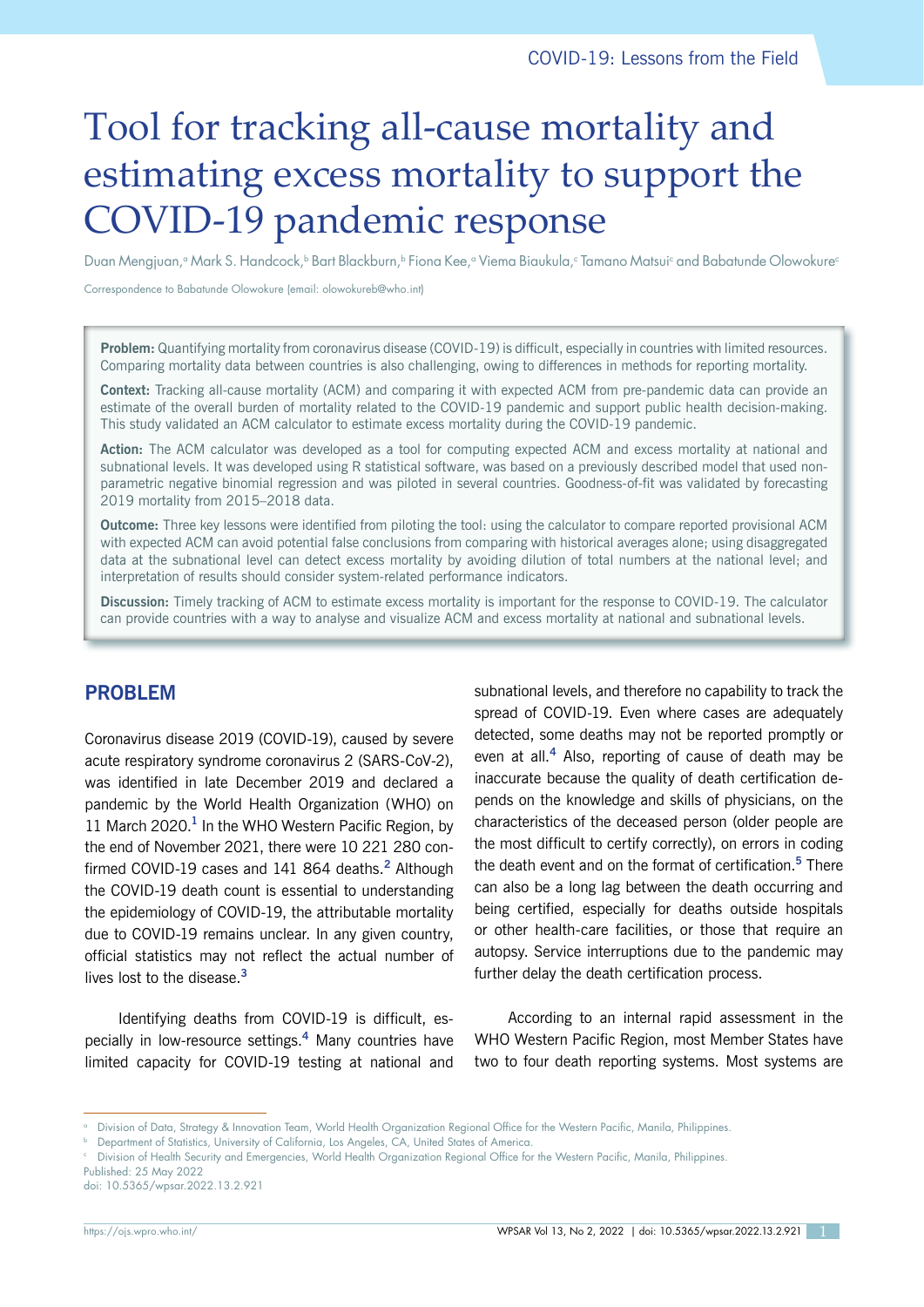# Tool for tracking all-cause mortality and estimating excess mortality to support the COVID-19 pandemic response

Duan Mengjuan,[a] Mark S. Handcock,[b] Bart Blackburn,[b] Fiona Kee,[a] Viema Biaukula,[c] Tamano Matsui[c] and Babatunde Olowokure[c]

Correspondence to Babatunde Olowokure (email: olowokureb@who.int)

**Problem:** Quantifying mortality from coronavirus disease (COVID-19) is difficult, especially in countries with limited resources. Comparing mortality data between countries is also challenging, owing to differences in methods for reporting mortality.

**Context:** Tracking all-cause mortality (ACM) and comparing it with expected ACM from pre-pandemic data can provide an estimate of the overall burden of mortality related to the COVID-19 pandemic and support public health decision-making. This study validated an ACM calculator to estimate excess mortality during the COVID-19 pandemic.

**Action:** The ACM calculator was developed as a tool for computing expected ACM and excess mortality at national and subnational levels. It was developed using R statistical software, was based on a previously described model that used non-parametric negative binomial regression and was piloted in several countries. Goodness-of-fit was validated by forecasting 2019 mortality from 2015–2018 data.

**Outcome:** Three key lessons were identified from piloting the tool: using the calculator to compare reported provisional ACM with expected ACM can avoid potential false conclusions from comparing with historical averages alone; using disaggregated data at the subnational level can detect excess mortality by avoiding dilution of total numbers at the national level; and interpretation of results should consider system-related performance indicators.

**Discussion:** Timely tracking of ACM to estimate excess mortality is important for the response to COVID-19. The calculator can provide countries with a way to analyse and visualize ACM and excess mortality at national and subnational levels.

## PROBLEM

Coronavirus disease 2019 (COVID-19), caused by severe acute respiratory syndrome coronavirus 2 (SARS-CoV-2), was identified in late December 2019 and declared a pandemic by the World Health Organization (WHO) on 11 March 2020.[1] In the WHO Western Pacific Region, by the end of November 2021, there were 10 221 280 confirmed COVID-19 cases and 141 864 deaths.[2] Although the COVID-19 death count is essential to understanding the epidemiology of COVID-19, the attributable mortality due to COVID-19 remains unclear. In any given country, official statistics may not reflect the actual number of lives lost to the disease.[3]

Identifying deaths from COVID-19 is difficult, especially in low-resource settings.[4] Many countries have limited capacity for COVID-19 testing at national and subnational levels, and therefore no capability to track the spread of COVID-19. Even where cases are adequately detected, some deaths may not be reported promptly or even at all.[4] Also, reporting of cause of death may be inaccurate because the quality of death certification depends on the knowledge and skills of physicians, on the characteristics of the deceased person (older people are the most difficult to certify correctly), on errors in coding the death event and on the format of certification.[5] There can also be a long lag between the death occurring and being certified, especially for deaths outside hospitals or other health-care facilities, or those that require an autopsy. Service interruptions due to the pandemic may further delay the death certification process.

According to an internal rapid assessment in the WHO Western Pacific Region, most Member States have two to four death reporting systems. Most systems are

[a] Division of Data, Strategy & Innovation Team, World Health Organization Regional Office for the Western Pacific, Manila, Philippines.
[b] Department of Statistics, University of California, Los Angeles, CA, United States of America.
[c] Division of Health Security and Emergencies, World Health Organization Regional Office for the Western Pacific, Manila, Philippines.
Published: 25 May 2022
doi: 10.5365/wpsar.2022.13.2.921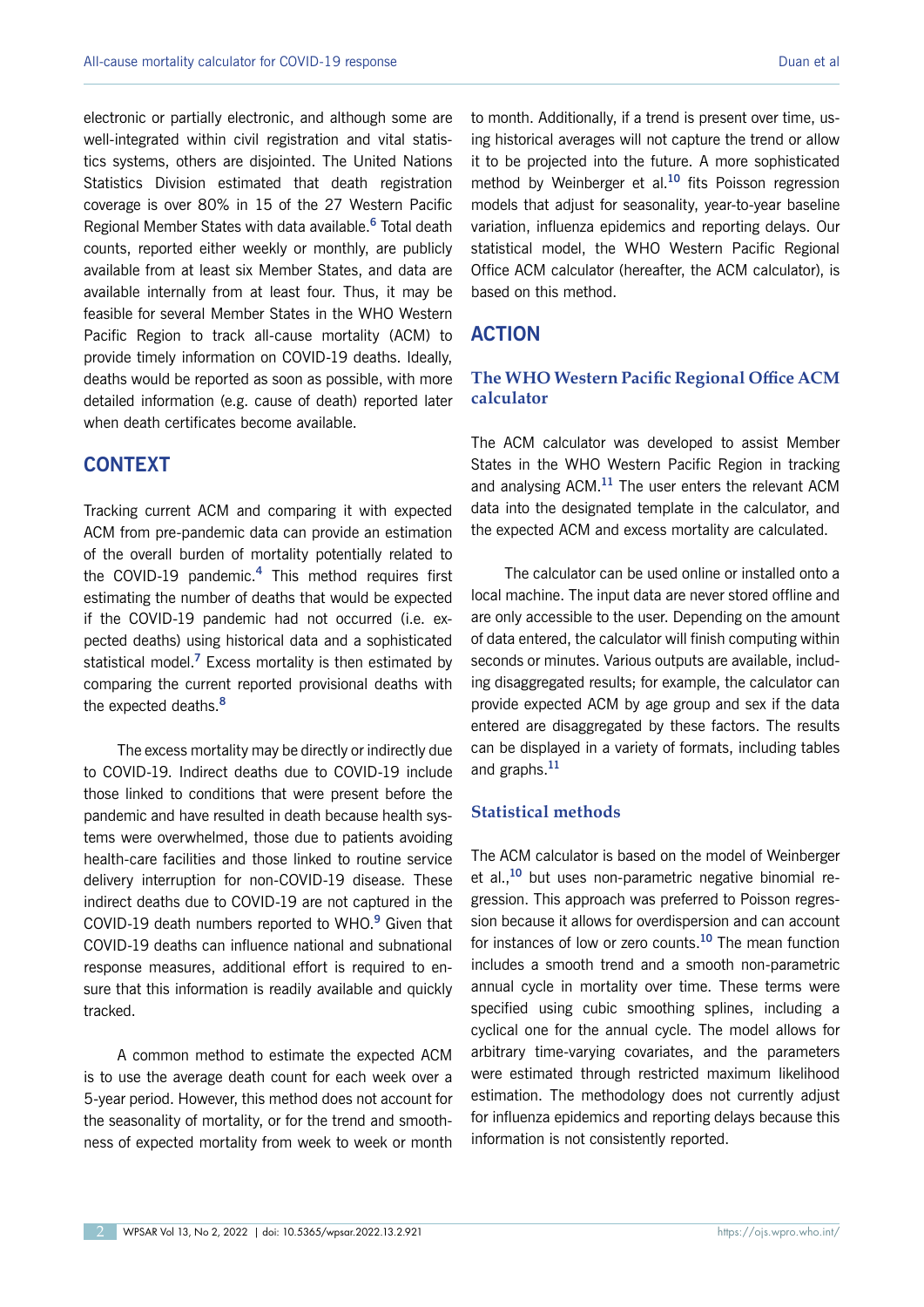electronic or partially electronic, and although some are well-integrated within civil registration and vital statistics systems, others are disjointed. The United Nations Statistics Division estimated that death registration coverage is over 80% in 15 of the 27 Western Pacific Regional Member States with data available.[6] Total death counts, reported either weekly or monthly, are publicly available from at least six Member States, and data are available internally from at least four. Thus, it may be feasible for several Member States in the WHO Western Pacific Region to track all-cause mortality (ACM) to provide timely information on COVID-19 deaths. Ideally, deaths would be reported as soon as possible, with more detailed information (e.g. cause of death) reported later when death certificates become available.

## CONTEXT

Tracking current ACM and comparing it with expected ACM from pre-pandemic data can provide an estimation of the overall burden of mortality potentially related to the COVID-19 pandemic.[4] This method requires first estimating the number of deaths that would be expected if the COVID-19 pandemic had not occurred (i.e. expected deaths) using historical data and a sophisticated statistical model.[7] Excess mortality is then estimated by comparing the current reported provisional deaths with the expected deaths.[8]

The excess mortality may be directly or indirectly due to COVID-19. Indirect deaths due to COVID-19 include those linked to conditions that were present before the pandemic and have resulted in death because health systems were overwhelmed, those due to patients avoiding health-care facilities and those linked to routine service delivery interruption for non-COVID-19 disease. These indirect deaths due to COVID-19 are not captured in the COVID-19 death numbers reported to WHO.[9] Given that COVID-19 deaths can influence national and subnational response measures, additional effort is required to ensure that this information is readily available and quickly tracked.

A common method to estimate the expected ACM is to use the average death count for each week over a 5-year period. However, this method does not account for the seasonality of mortality, or for the trend and smoothness of expected mortality from week to week or month to month. Additionally, if a trend is present over time, using historical averages will not capture the trend or allow it to be projected into the future. A more sophisticated method by Weinberger et al.[10] fits Poisson regression models that adjust for seasonality, year-to-year baseline variation, influenza epidemics and reporting delays. Our statistical model, the WHO Western Pacific Regional Office ACM calculator (hereafter, the ACM calculator), is based on this method.

## ACTION

### The WHO Western Pacific Regional Office ACM calculator

The ACM calculator was developed to assist Member States in the WHO Western Pacific Region in tracking and analysing ACM.[11] The user enters the relevant ACM data into the designated template in the calculator, and the expected ACM and excess mortality are calculated.

The calculator can be used online or installed onto a local machine. The input data are never stored offline and are only accessible to the user. Depending on the amount of data entered, the calculator will finish computing within seconds or minutes. Various outputs are available, including disaggregated results; for example, the calculator can provide expected ACM by age group and sex if the data entered are disaggregated by these factors. The results can be displayed in a variety of formats, including tables and graphs.[11]

### Statistical methods

The ACM calculator is based on the model of Weinberger et al.,[10] but uses non-parametric negative binomial regression. This approach was preferred to Poisson regression because it allows for overdispersion and can account for instances of low or zero counts.[10] The mean function includes a smooth trend and a smooth non-parametric annual cycle in mortality over time. These terms were specified using cubic smoothing splines, including a cyclical one for the annual cycle. The model allows for arbitrary time-varying covariates, and the parameters were estimated through restricted maximum likelihood estimation. The methodology does not currently adjust for influenza epidemics and reporting delays because this information is not consistently reported.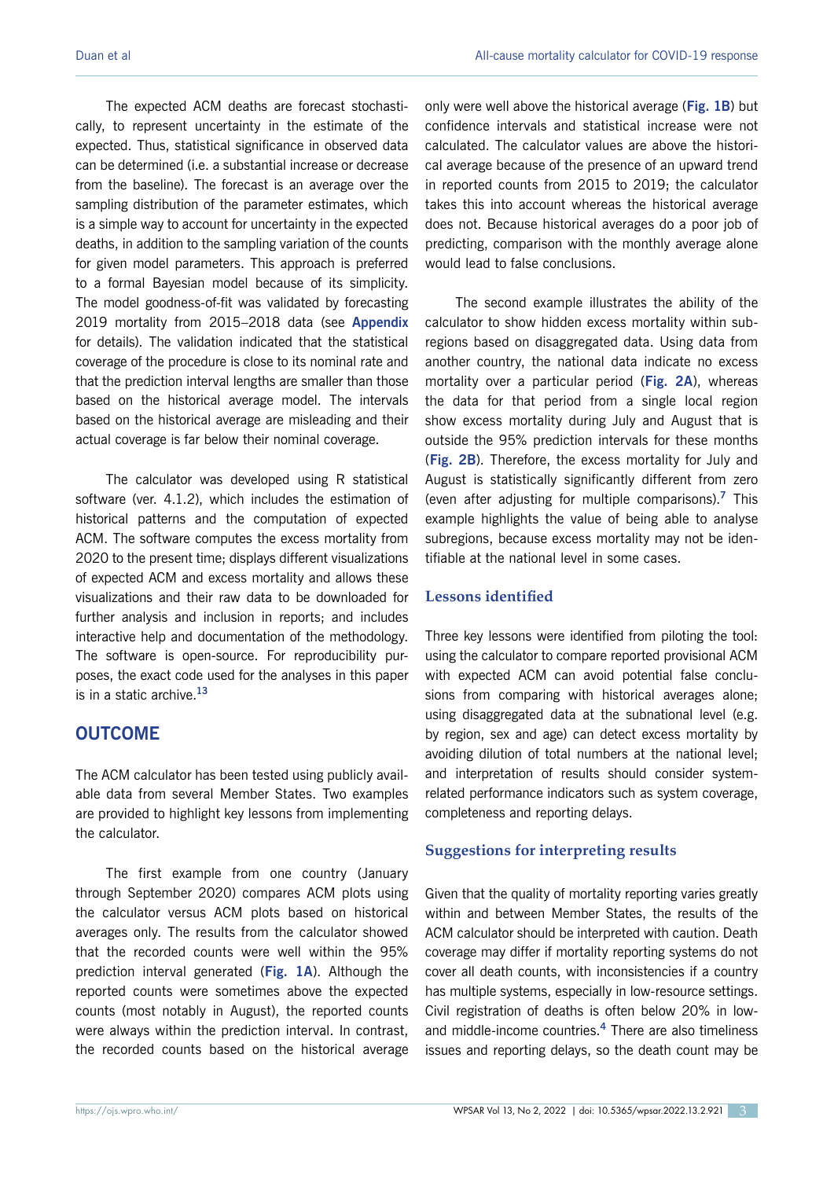The expected ACM deaths are forecast stochastically, to represent uncertainty in the estimate of the expected. Thus, statistical significance in observed data can be determined (i.e. a substantial increase or decrease from the baseline). The forecast is an average over the sampling distribution of the parameter estimates, which is a simple way to account for uncertainty in the expected deaths, in addition to the sampling variation of the counts for given model parameters. This approach is preferred to a formal Bayesian model because of its simplicity. The model goodness-of-fit was validated by forecasting 2019 mortality from 2015–2018 data (see **Appendix** for details). The validation indicated that the statistical coverage of the procedure is close to its nominal rate and that the prediction interval lengths are smaller than those based on the historical average model. The intervals based on the historical average are misleading and their actual coverage is far below their nominal coverage.

The calculator was developed using R statistical software (ver. 4.1.2), which includes the estimation of historical patterns and the computation of expected ACM. The software computes the excess mortality from 2020 to the present time; displays different visualizations of expected ACM and excess mortality and allows these visualizations and their raw data to be downloaded for further analysis and inclusion in reports; and includes interactive help and documentation of the methodology. The software is open-source. For reproducibility purposes, the exact code used for the analyses in this paper is in a static archive.[13]

## OUTCOME

The ACM calculator has been tested using publicly available data from several Member States. Two examples are provided to highlight key lessons from implementing the calculator.

The first example from one country (January through September 2020) compares ACM plots using the calculator versus ACM plots based on historical averages only. The results from the calculator showed that the recorded counts were well within the 95% prediction interval generated (**Fig. 1A**). Although the reported counts were sometimes above the expected counts (most notably in August), the reported counts were always within the prediction interval. In contrast, the recorded counts based on the historical average only were well above the historical average (**Fig. 1B**) but confidence intervals and statistical increase were not calculated. The calculator values are above the historical average because of the presence of an upward trend in reported counts from 2015 to 2019; the calculator takes this into account whereas the historical average does not. Because historical averages do a poor job of predicting, comparison with the monthly average alone would lead to false conclusions.

The second example illustrates the ability of the calculator to show hidden excess mortality within subregions based on disaggregated data. Using data from another country, the national data indicate no excess mortality over a particular period (**Fig. 2A**), whereas the data for that period from a single local region show excess mortality during July and August that is outside the 95% prediction intervals for these months (**Fig. 2B**). Therefore, the excess mortality for July and August is statistically significantly different from zero (even after adjusting for multiple comparisons).[7] This example highlights the value of being able to analyse subregions, because excess mortality may not be identifiable at the national level in some cases.

### Lessons identified

Three key lessons were identified from piloting the tool: using the calculator to compare reported provisional ACM with expected ACM can avoid potential false conclusions from comparing with historical averages alone; using disaggregated data at the subnational level (e.g. by region, sex and age) can detect excess mortality by avoiding dilution of total numbers at the national level; and interpretation of results should consider system-related performance indicators such as system coverage, completeness and reporting delays.

### Suggestions for interpreting results

Given that the quality of mortality reporting varies greatly within and between Member States, the results of the ACM calculator should be interpreted with caution. Death coverage may differ if mortality reporting systems do not cover all death counts, with inconsistencies if a country has multiple systems, especially in low-resource settings. Civil registration of deaths is often below 20% in low- and middle-income countries.[4] There are also timeliness issues and reporting delays, so the death count may be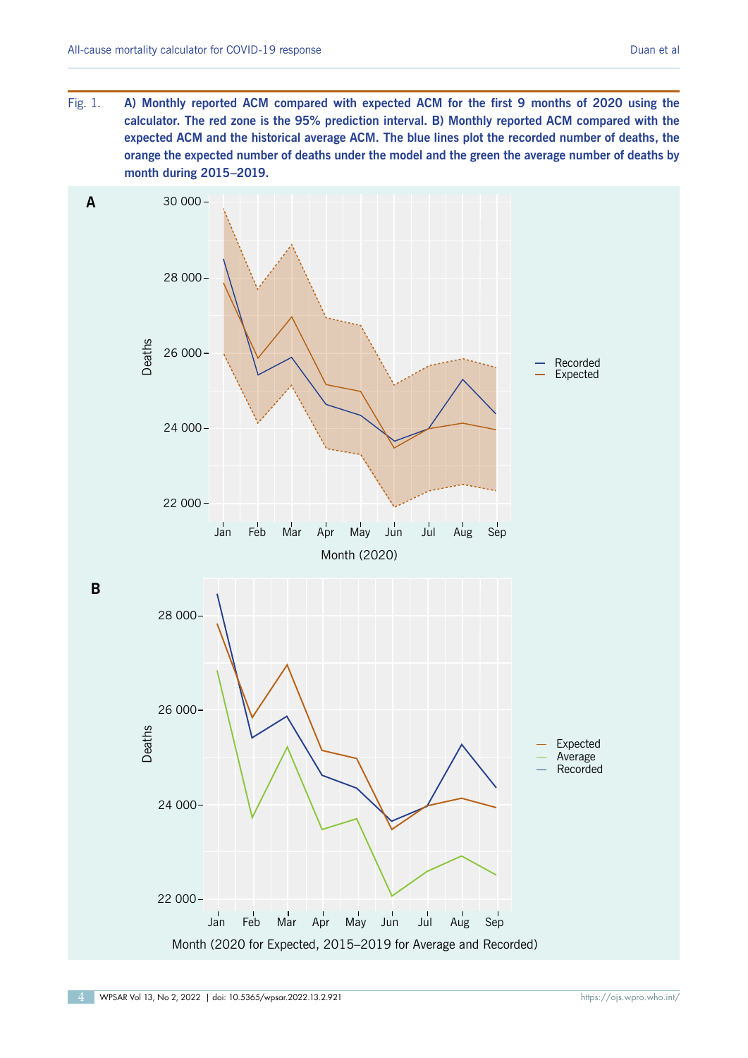Fig. 1. **A) Monthly reported ACM compared with expected ACM for the first 9 months of 2020 using the calculator. The red zone is the 95% prediction interval. B) Monthly reported ACM compared with the expected ACM and the historical average ACM. The blue lines plot the recorded number of deaths, the orange the expected number of deaths under the model and the green the average number of deaths by month during 2015–2019.**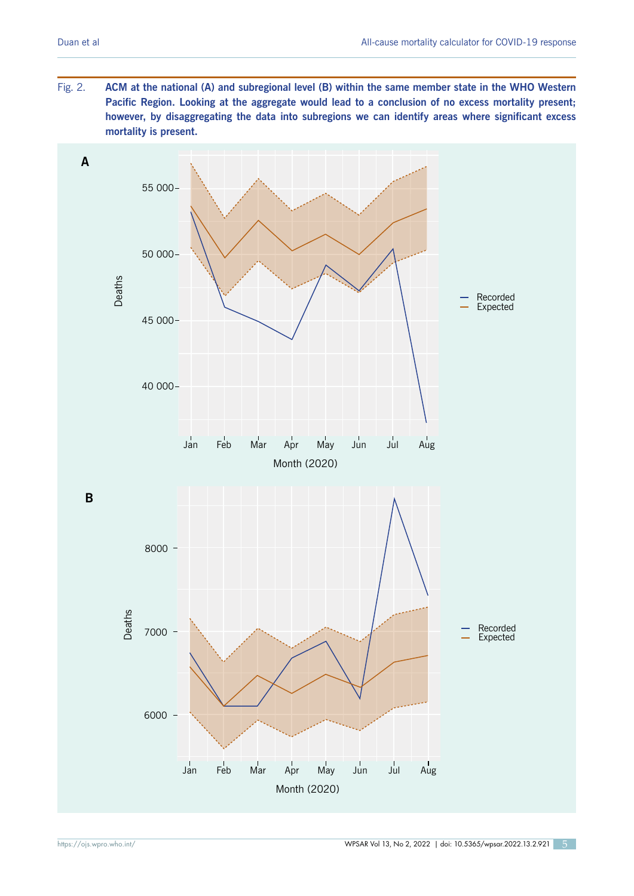Fig. 2. **ACM at the national (A) and subregional level (B) within the same member state in the WHO Western Pacific Region. Looking at the aggregate would lead to a conclusion of no excess mortality present; however, by disaggregating the data into subregions we can identify areas where significant excess mortality is present.**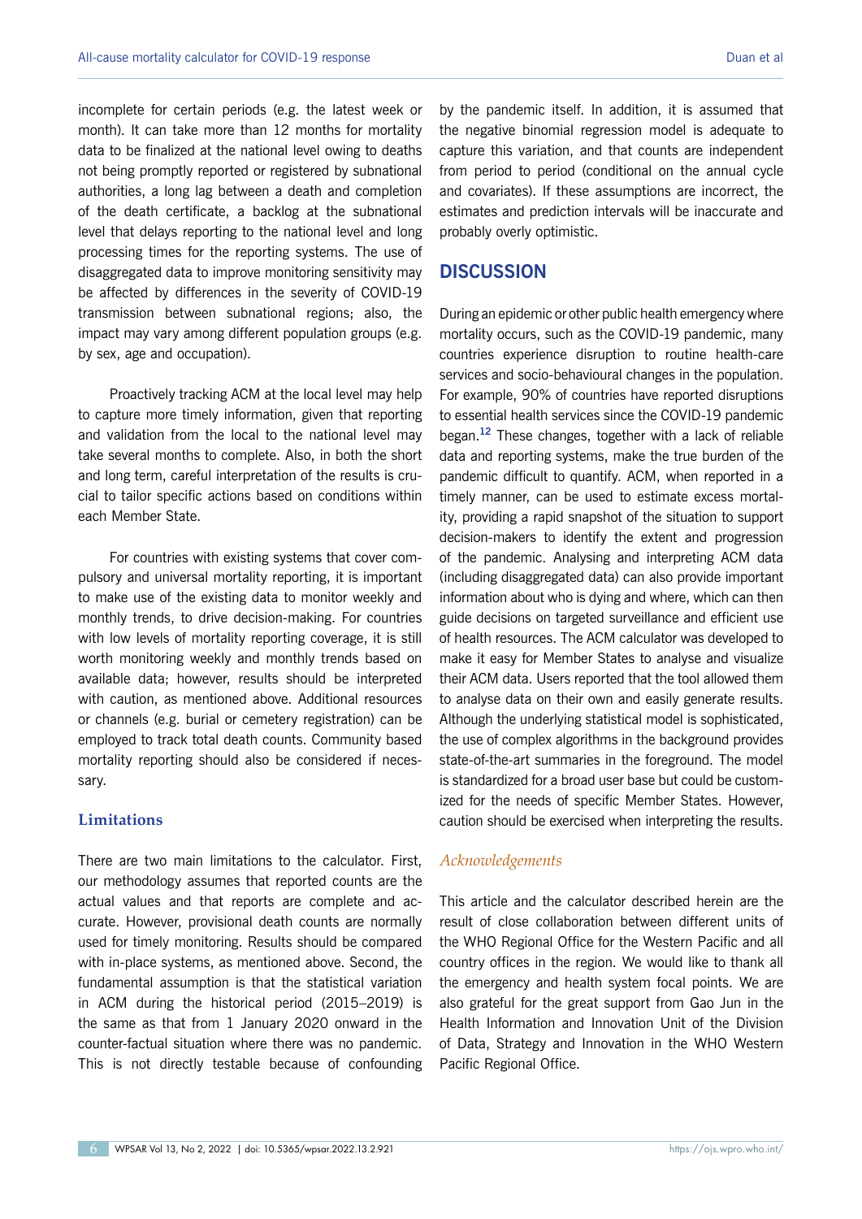incomplete for certain periods (e.g. the latest week or month). It can take more than 12 months for mortality data to be finalized at the national level owing to deaths not being promptly reported or registered by subnational authorities, a long lag between a death and completion of the death certificate, a backlog at the subnational level that delays reporting to the national level and long processing times for the reporting systems. The use of disaggregated data to improve monitoring sensitivity may be affected by differences in the severity of COVID-19 transmission between subnational regions; also, the impact may vary among different population groups (e.g. by sex, age and occupation).

Proactively tracking ACM at the local level may help to capture more timely information, given that reporting and validation from the local to the national level may take several months to complete. Also, in both the short and long term, careful interpretation of the results is crucial to tailor specific actions based on conditions within each Member State.

For countries with existing systems that cover compulsory and universal mortality reporting, it is important to make use of the existing data to monitor weekly and monthly trends, to drive decision-making. For countries with low levels of mortality reporting coverage, it is still worth monitoring weekly and monthly trends based on available data; however, results should be interpreted with caution, as mentioned above. Additional resources or channels (e.g. burial or cemetery registration) can be employed to track total death counts. Community based mortality reporting should also be considered if necessary.

### Limitations

There are two main limitations to the calculator. First, our methodology assumes that reported counts are the actual values and that reports are complete and accurate. However, provisional death counts are normally used for timely monitoring. Results should be compared with in-place systems, as mentioned above. Second, the fundamental assumption is that the statistical variation in ACM during the historical period (2015–2019) is the same as that from 1 January 2020 onward in the counter-factual situation where there was no pandemic. This is not directly testable because of confounding by the pandemic itself. In addition, it is assumed that the negative binomial regression model is adequate to capture this variation, and that counts are independent from period to period (conditional on the annual cycle and covariates). If these assumptions are incorrect, the estimates and prediction intervals will be inaccurate and probably overly optimistic.

## DISCUSSION

During an epidemic or other public health emergency where mortality occurs, such as the COVID-19 pandemic, many countries experience disruption to routine health-care services and socio-behavioural changes in the population. For example, 90% of countries have reported disruptions to essential health services since the COVID-19 pandemic began.[12] These changes, together with a lack of reliable data and reporting systems, make the true burden of the pandemic difficult to quantify. ACM, when reported in a timely manner, can be used to estimate excess mortality, providing a rapid snapshot of the situation to support decision-makers to identify the extent and progression of the pandemic. Analysing and interpreting ACM data (including disaggregated data) can also provide important information about who is dying and where, which can then guide decisions on targeted surveillance and efficient use of health resources. The ACM calculator was developed to make it easy for Member States to analyse and visualize their ACM data. Users reported that the tool allowed them to analyse data on their own and easily generate results. Although the underlying statistical model is sophisticated, the use of complex algorithms in the background provides state-of-the-art summaries in the foreground. The model is standardized for a broad user base but could be customized for the needs of specific Member States. However, caution should be exercised when interpreting the results.

### *Acknowledgements*

This article and the calculator described herein are the result of close collaboration between different units of the WHO Regional Office for the Western Pacific and all country offices in the region. We would like to thank all the emergency and health system focal points. We are also grateful for the great support from Gao Jun in the Health Information and Innovation Unit of the Division of Data, Strategy and Innovation in the WHO Western Pacific Regional Office.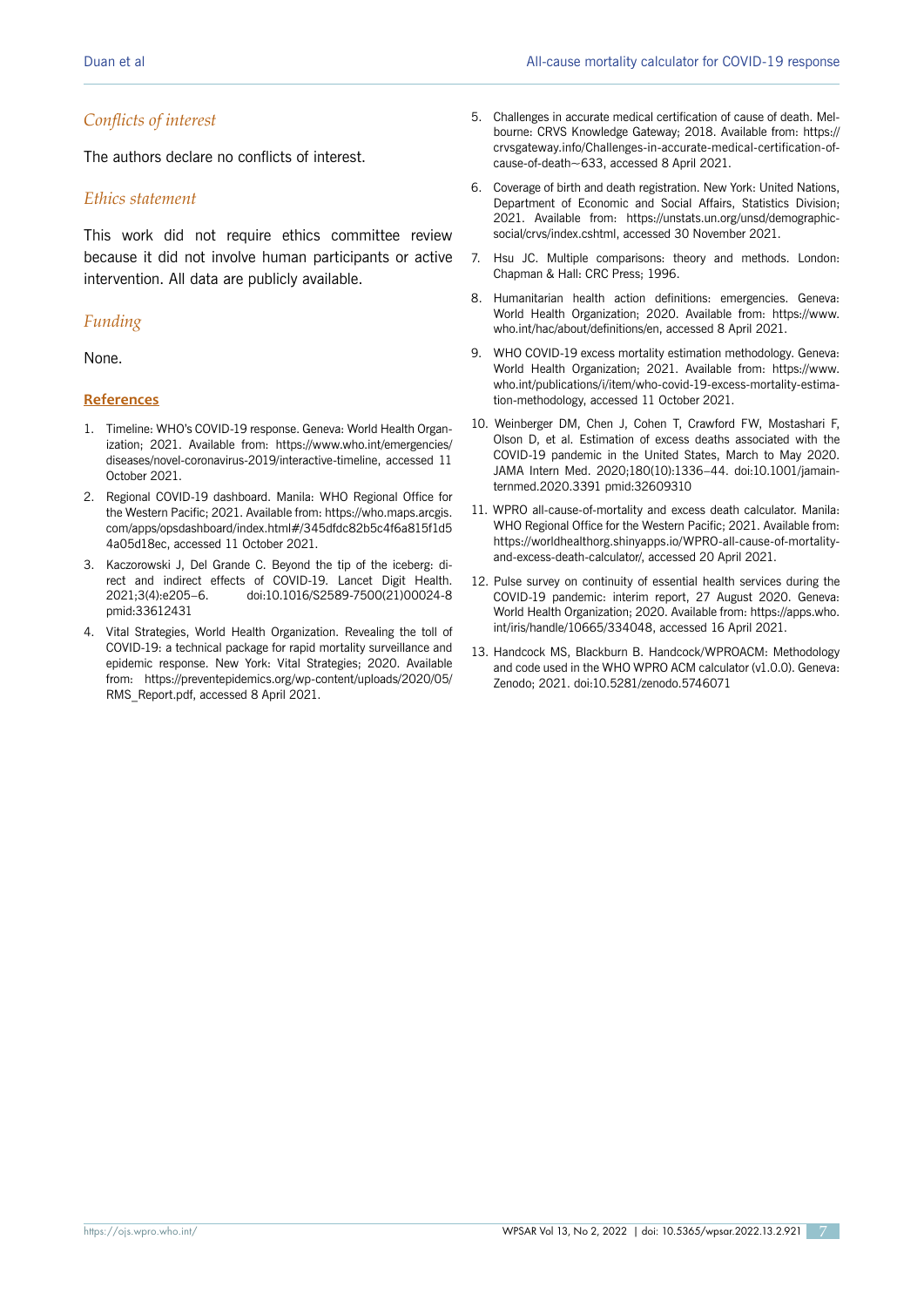### *Conflicts of interest*

The authors declare no conflicts of interest.

### *Ethics statement*

This work did not require ethics committee review because it did not involve human participants or active intervention. All data are publicly available.

### *Funding*

None.

## References

1. Timeline: WHO's COVID-19 response. Geneva: World Health Organization; 2021. Available from: https://www.who.int/emergencies/diseases/novel-coronavirus-2019/interactive-timeline, accessed 11 October 2021.
2. Regional COVID-19 dashboard. Manila: WHO Regional Office for the Western Pacific; 2021. Available from: https://who.maps.arcgis.com/apps/opsdashboard/index.html#/345dfdc82b5c4f6a815f1d54a05d18ec, accessed 11 October 2021.
3. Kaczorowski J, Del Grande C. Beyond the tip of the iceberg: direct and indirect effects of COVID-19. Lancet Digit Health. 2021;3(4):e205–6. doi:10.1016/S2589-7500(21)00024-8 pmid:33612431
4. Vital Strategies, World Health Organization. Revealing the toll of COVID-19: a technical package for rapid mortality surveillance and epidemic response. New York: Vital Strategies; 2020. Available from: https://preventepidemics.org/wp-content/uploads/2020/05/RMS_Report.pdf, accessed 8 April 2021.
5. Challenges in accurate medical certification of cause of death. Melbourne: CRVS Knowledge Gateway; 2018. Available from: https://crvsgateway.info/Challenges-in-accurate-medical-certification-of-cause-of-death~633, accessed 8 April 2021.
6. Coverage of birth and death registration. New York: United Nations, Department of Economic and Social Affairs, Statistics Division; 2021. Available from: https://unstats.un.org/unsd/demographic-social/crvs/index.cshtml, accessed 30 November 2021.
7. Hsu JC. Multiple comparisons: theory and methods. London: Chapman & Hall: CRC Press; 1996.
8. Humanitarian health action definitions: emergencies. Geneva: World Health Organization; 2020. Available from: https://www.who.int/hac/about/definitions/en, accessed 8 April 2021.
9. WHO COVID-19 excess mortality estimation methodology. Geneva: World Health Organization; 2021. Available from: https://www.who.int/publications/i/item/who-covid-19-excess-mortality-estimation-methodology, accessed 11 October 2021.
10. Weinberger DM, Chen J, Cohen T, Crawford FW, Mostashari F, Olson D, et al. Estimation of excess deaths associated with the COVID-19 pandemic in the United States, March to May 2020. JAMA Intern Med. 2020;180(10):1336–44. doi:10.1001/jamainternmed.2020.3391 pmid:32609310
11. WPRO all-cause-of-mortality and excess death calculator. Manila: WHO Regional Office for the Western Pacific; 2021. Available from: https://worldhealthorg.shinyapps.io/WPRO-all-cause-of-mortality-and-excess-death-calculator/, accessed 20 April 2021.
12. Pulse survey on continuity of essential health services during the COVID-19 pandemic: interim report, 27 August 2020. Geneva: World Health Organization; 2020. Available from: https://apps.who.int/iris/handle/10665/334048, accessed 16 April 2021.
13. Handcock MS, Blackburn B. Handcock/WPROACM: Methodology and code used in the WHO WPRO ACM calculator (v1.0.0). Geneva: Zenodo; 2021. doi:10.5281/zenodo.5746071